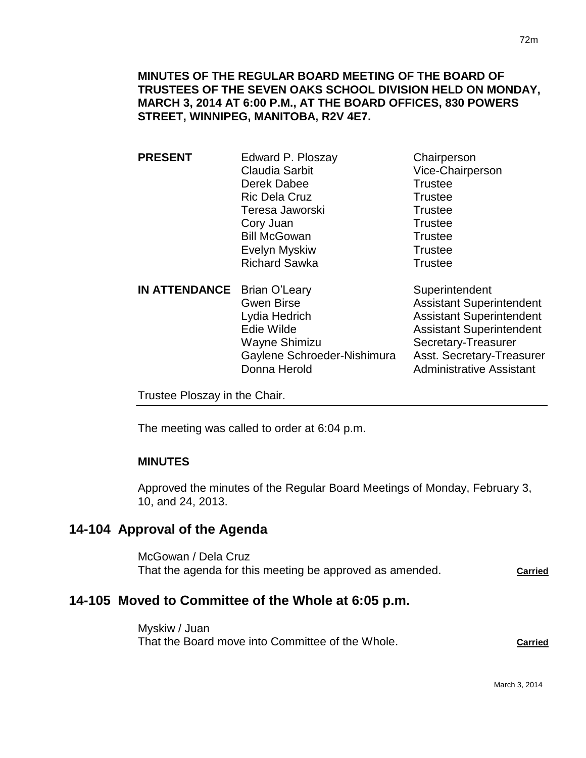**MINUTES OF THE REGULAR BOARD MEETING OF THE BOARD OF TRUSTEES OF THE SEVEN OAKS SCHOOL DIVISION HELD ON MONDAY, MARCH 3, 2014 AT 6:00 P.M., AT THE BOARD OFFICES, 830 POWERS STREET, WINNIPEG, MANITOBA, R2V 4E7.**

| | | |
|---|---|---|
| **PRESENT** | Edward P. Ploszay | Chairperson |
| | Claudia Sarbit | Vice-Chairperson |
| | Derek Dabee | Trustee |
| | Ric Dela Cruz | Trustee |
| | Teresa Jaworski | Trustee |
| | Cory Juan | Trustee |
| | Bill McGowan | Trustee |
| | Evelyn Myskiw | Trustee |
| | Richard Sawka | Trustee |
| **IN ATTENDANCE** | Brian O'Leary | Superintendent |
| | Gwen Birse | Assistant Superintendent |
| | Lydia Hedrich | Assistant Superintendent |
| | Edie Wilde | Assistant Superintendent |
| | Wayne Shimizu | Secretary-Treasurer |
| | Gaylene Schroeder-Nishimura | Asst. Secretary-Treasurer |
| | Donna Herold | Administrative Assistant |

Trustee Ploszay in the Chair.

The meeting was called to order at 6:04 p.m.

**MINUTES**

Approved the minutes of the Regular Board Meetings of Monday, February 3, 10, and 24, 2013.

## 14-104 Approval of the Agenda

McGowan / Dela Cruz
That the agenda for this meeting be approved as amended. **Carried**

## 14-105 Moved to Committee of the Whole at 6:05 p.m.

Myskiw / Juan
That the Board move into Committee of the Whole. **Carried**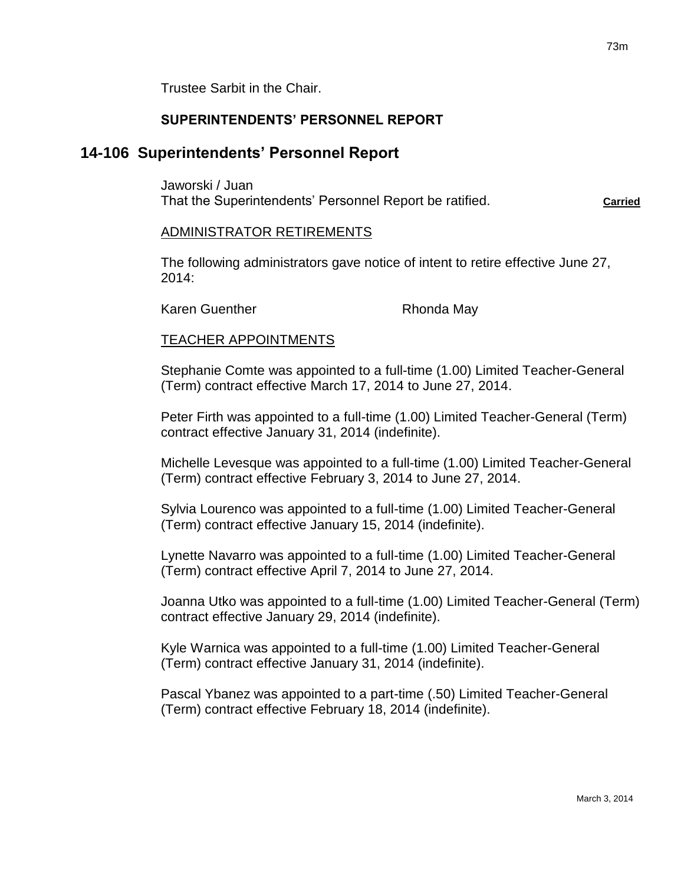Trustee Sarbit in the Chair.

**SUPERINTENDENTS' PERSONNEL REPORT**

## 14-106 Superintendents' Personnel Report

Jaworski / Juan
That the Superintendents' Personnel Report be ratified. **Carried**

ADMINISTRATOR RETIREMENTS

The following administrators gave notice of intent to retire effective June 27, 2014:

Karen Guenther Rhonda May

TEACHER APPOINTMENTS

Stephanie Comte was appointed to a full-time (1.00) Limited Teacher-General (Term) contract effective March 17, 2014 to June 27, 2014.

Peter Firth was appointed to a full-time (1.00) Limited Teacher-General (Term) contract effective January 31, 2014 (indefinite).

Michelle Levesque was appointed to a full-time (1.00) Limited Teacher-General (Term) contract effective February 3, 2014 to June 27, 2014.

Sylvia Lourenco was appointed to a full-time (1.00) Limited Teacher-General (Term) contract effective January 15, 2014 (indefinite).

Lynette Navarro was appointed to a full-time (1.00) Limited Teacher-General (Term) contract effective April 7, 2014 to June 27, 2014.

Joanna Utko was appointed to a full-time (1.00) Limited Teacher-General (Term) contract effective January 29, 2014 (indefinite).

Kyle Warnica was appointed to a full-time (1.00) Limited Teacher-General (Term) contract effective January 31, 2014 (indefinite).

Pascal Ybanez was appointed to a part-time (.50) Limited Teacher-General (Term) contract effective February 18, 2014 (indefinite).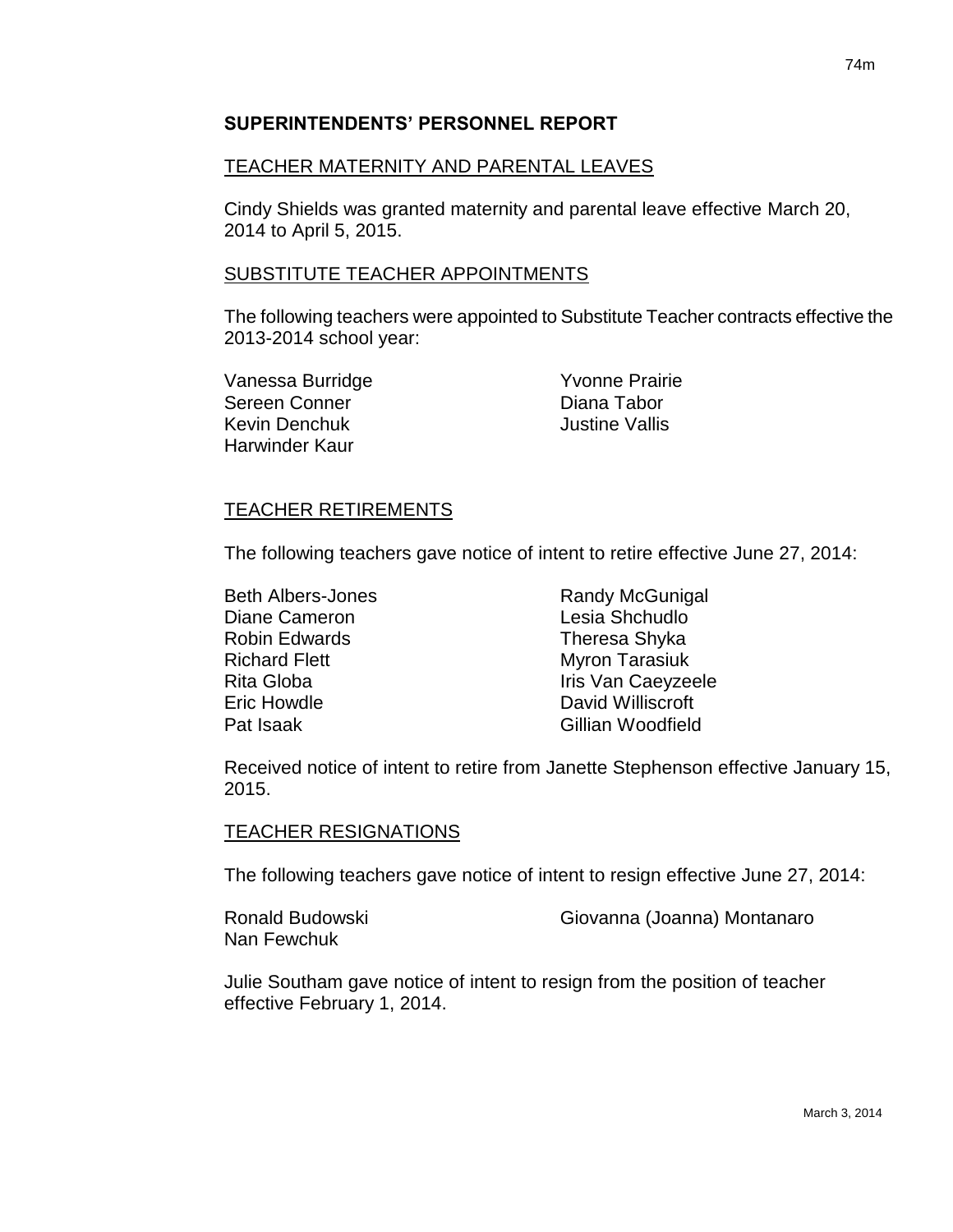## SUPERINTENDENTS' PERSONNEL REPORT

### TEACHER MATERNITY AND PARENTAL LEAVES

Cindy Shields was granted maternity and parental leave effective March 20, 2014 to April 5, 2015.

### SUBSTITUTE TEACHER APPOINTMENTS

The following teachers were appointed to Substitute Teacher contracts effective the 2013-2014 school year:

- Vanessa Burridge
- Sereen Conner
- Kevin Denchuk
- Harwinder Kaur
- Yvonne Prairie
- Diana Tabor
- Justine Vallis

### TEACHER RETIREMENTS

The following teachers gave notice of intent to retire effective June 27, 2014:

- Beth Albers-Jones
- Diane Cameron
- Robin Edwards
- Richard Flett
- Rita Globa
- Eric Howdle
- Pat Isaak
- Randy McGunigal
- Lesia Shchudlo
- Theresa Shyka
- Myron Tarasiuk
- Iris Van Caeyzeele
- David Williscroft
- Gillian Woodfield

Received notice of intent to retire from Janette Stephenson effective January 15, 2015.

### TEACHER RESIGNATIONS

The following teachers gave notice of intent to resign effective June 27, 2014:

- Ronald Budowski
- Nan Fewchuk
- Giovanna (Joanna) Montanaro

Julie Southam gave notice of intent to resign from the position of teacher effective February 1, 2014.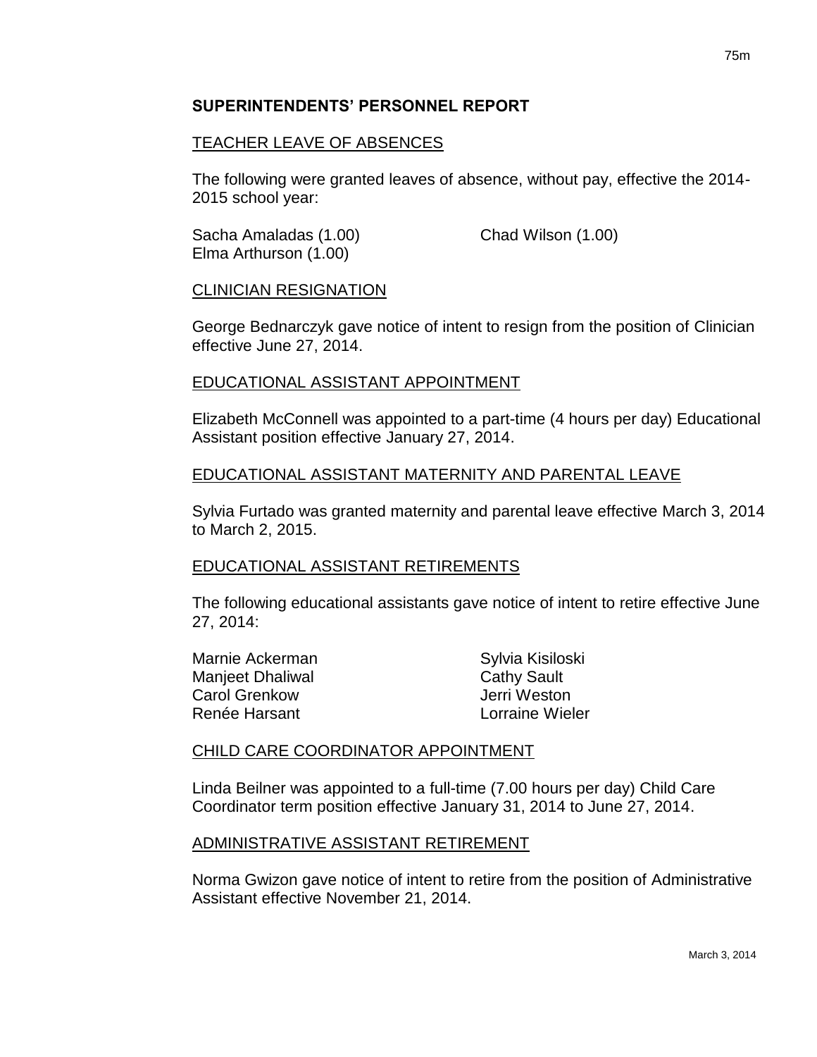## SUPERINTENDENTS' PERSONNEL REPORT

### TEACHER LEAVE OF ABSENCES

The following were granted leaves of absence, without pay, effective the 2014-2015 school year:

Sacha Amaladas (1.00)
Elma Arthurson (1.00)
Chad Wilson (1.00)

### CLINICIAN RESIGNATION

George Bednarczyk gave notice of intent to resign from the position of Clinician effective June 27, 2014.

### EDUCATIONAL ASSISTANT APPOINTMENT

Elizabeth McConnell was appointed to a part-time (4 hours per day) Educational Assistant position effective January 27, 2014.

### EDUCATIONAL ASSISTANT MATERNITY AND PARENTAL LEAVE

Sylvia Furtado was granted maternity and parental leave effective March 3, 2014 to March 2, 2015.

### EDUCATIONAL ASSISTANT RETIREMENTS

The following educational assistants gave notice of intent to retire effective June 27, 2014:

Marnie Ackerman
Manjeet Dhaliwal
Carol Grenkow
Renée Harsant
Sylvia Kisiloski
Cathy Sault
Jerri Weston
Lorraine Wieler

### CHILD CARE COORDINATOR APPOINTMENT

Linda Beilner was appointed to a full-time (7.00 hours per day) Child Care Coordinator term position effective January 31, 2014 to June 27, 2014.

### ADMINISTRATIVE ASSISTANT RETIREMENT

Norma Gwizon gave notice of intent to retire from the position of Administrative Assistant effective November 21, 2014.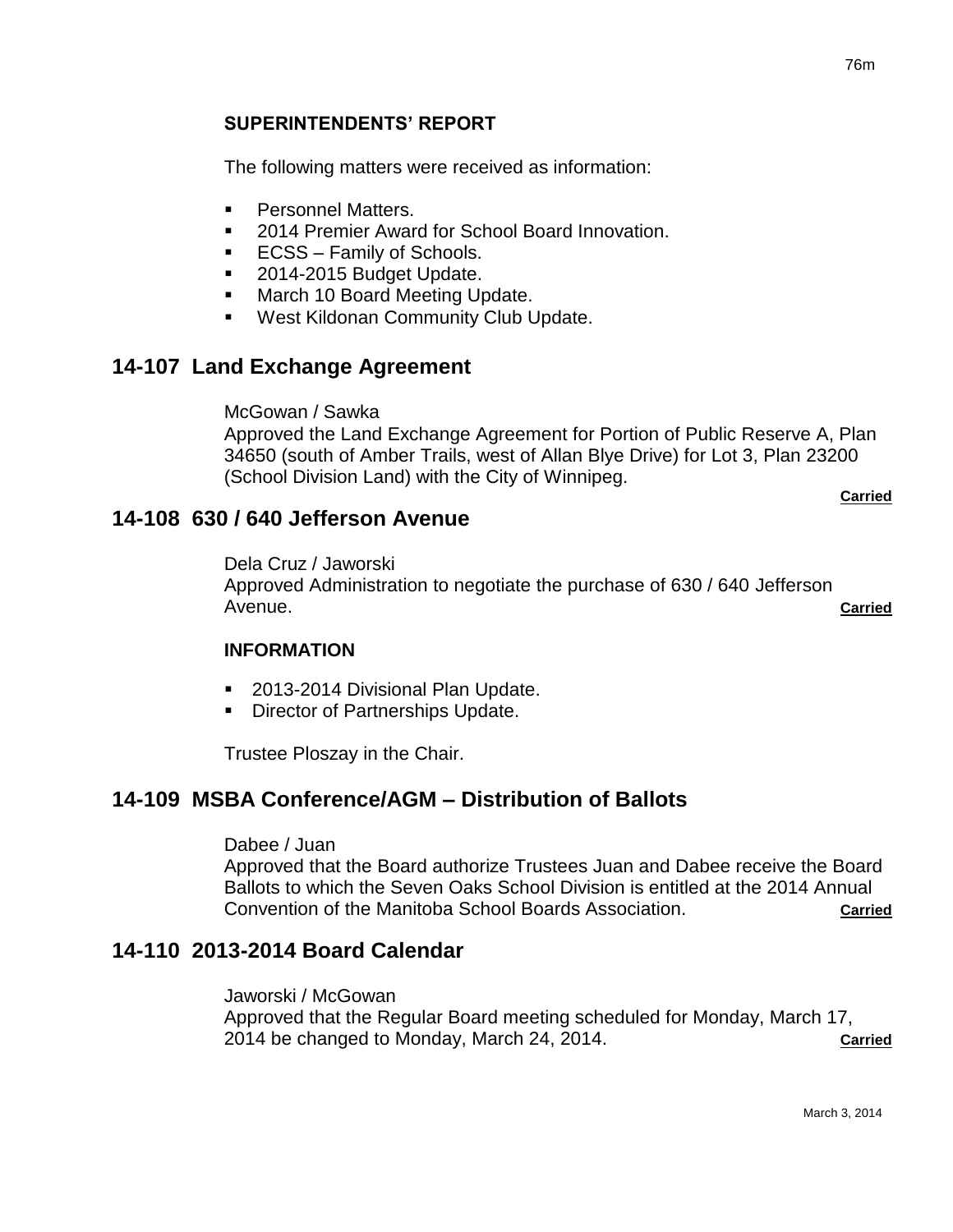### SUPERINTENDENTS' REPORT

The following matters were received as information:

- Personnel Matters.
- 2014 Premier Award for School Board Innovation.
- ECSS – Family of Schools.
- 2014-2015 Budget Update.
- March 10 Board Meeting Update.
- West Kildonan Community Club Update.

## 14-107 Land Exchange Agreement

McGowan / Sawka
Approved the Land Exchange Agreement for Portion of Public Reserve A, Plan 34650 (south of Amber Trails, west of Allan Blye Drive) for Lot 3, Plan 23200 (School Division Land) with the City of Winnipeg.

**Carried**

## 14-108 630 / 640 Jefferson Avenue

Dela Cruz / Jaworski
Approved Administration to negotiate the purchase of 630 / 640 Jefferson Avenue. **Carried**

### INFORMATION

- 2013-2014 Divisional Plan Update.
- Director of Partnerships Update.

Trustee Ploszay in the Chair.

## 14-109 MSBA Conference/AGM – Distribution of Ballots

Dabee / Juan
Approved that the Board authorize Trustees Juan and Dabee receive the Board Ballots to which the Seven Oaks School Division is entitled at the 2014 Annual Convention of the Manitoba School Boards Association. **Carried**

## 14-110 2013-2014 Board Calendar

Jaworski / McGowan
Approved that the Regular Board meeting scheduled for Monday, March 17, 2014 be changed to Monday, March 24, 2014. **Carried**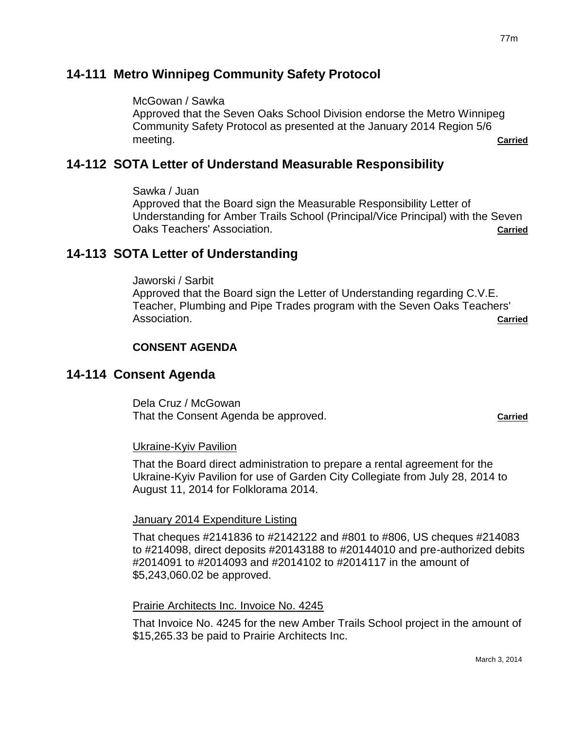## 14-111 Metro Winnipeg Community Safety Protocol

McGowan / Sawka
Approved that the Seven Oaks School Division endorse the Metro Winnipeg Community Safety Protocol as presented at the January 2014 Region 5/6 meeting. **Carried**

## 14-112 SOTA Letter of Understand Measurable Responsibility

Sawka / Juan
Approved that the Board sign the Measurable Responsibility Letter of Understanding for Amber Trails School (Principal/Vice Principal) with the Seven Oaks Teachers' Association. **Carried**

## 14-113 SOTA Letter of Understanding

Jaworski / Sarbit
Approved that the Board sign the Letter of Understanding regarding C.V.E. Teacher, Plumbing and Pipe Trades program with the Seven Oaks Teachers' Association. **Carried**

**CONSENT AGENDA**

## 14-114 Consent Agenda

Dela Cruz / McGowan
That the Consent Agenda be approved. **Carried**

Ukraine-Kyiv Pavilion

That the Board direct administration to prepare a rental agreement for the Ukraine-Kyiv Pavilion for use of Garden City Collegiate from July 28, 2014 to August 11, 2014 for Folklorama 2014.

January 2014 Expenditure Listing

That cheques #2141836 to #2142122 and #801 to #806, US cheques #214083 to #214098, direct deposits #20143188 to #20144010 and pre-authorized debits #2014091 to #2014093 and #2014102 to #2014117 in the amount of $5,243,060.02 be approved.

Prairie Architects Inc. Invoice No. 4245

That Invoice No. 4245 for the new Amber Trails School project in the amount of $15,265.33 be paid to Prairie Architects Inc.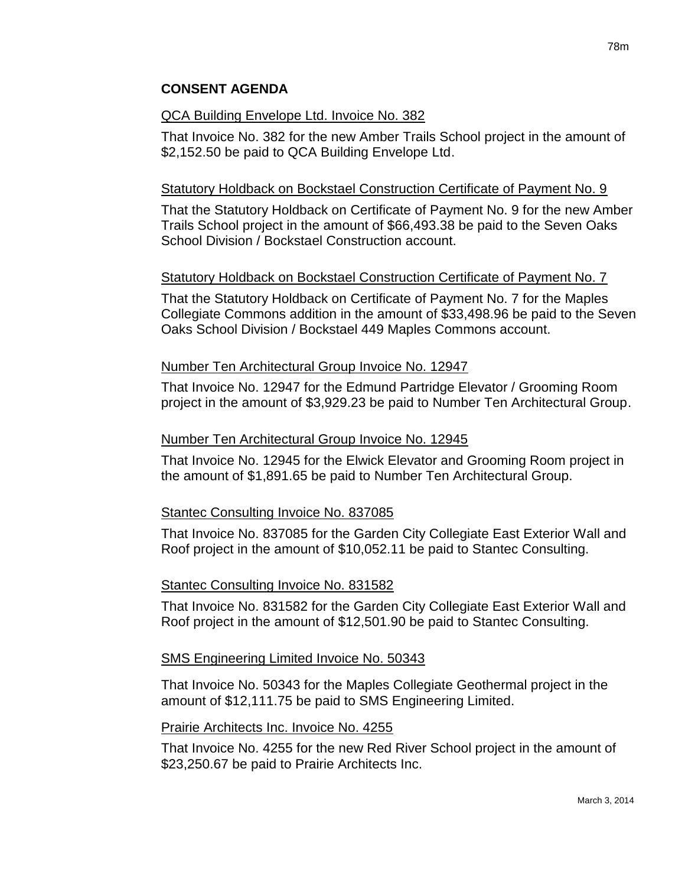## CONSENT AGENDA

QCA Building Envelope Ltd. Invoice No. 382

That Invoice No. 382 for the new Amber Trails School project in the amount of $2,152.50 be paid to QCA Building Envelope Ltd.

Statutory Holdback on Bockstael Construction Certificate of Payment No. 9

That the Statutory Holdback on Certificate of Payment No. 9 for the new Amber Trails School project in the amount of $66,493.38 be paid to the Seven Oaks School Division / Bockstael Construction account.

Statutory Holdback on Bockstael Construction Certificate of Payment No. 7

That the Statutory Holdback on Certificate of Payment No. 7 for the Maples Collegiate Commons addition in the amount of $33,498.96 be paid to the Seven Oaks School Division / Bockstael 449 Maples Commons account.

Number Ten Architectural Group Invoice No. 12947

That Invoice No. 12947 for the Edmund Partridge Elevator / Grooming Room project in the amount of $3,929.23 be paid to Number Ten Architectural Group.

Number Ten Architectural Group Invoice No. 12945

That Invoice No. 12945 for the Elwick Elevator and Grooming Room project in the amount of $1,891.65 be paid to Number Ten Architectural Group.

Stantec Consulting Invoice No. 837085

That Invoice No. 837085 for the Garden City Collegiate East Exterior Wall and Roof project in the amount of $10,052.11 be paid to Stantec Consulting.

Stantec Consulting Invoice No. 831582

That Invoice No. 831582 for the Garden City Collegiate East Exterior Wall and Roof project in the amount of $12,501.90 be paid to Stantec Consulting.

SMS Engineering Limited Invoice No. 50343

That Invoice No. 50343 for the Maples Collegiate Geothermal project in the amount of $12,111.75 be paid to SMS Engineering Limited.

Prairie Architects Inc. Invoice No. 4255

That Invoice No. 4255 for the new Red River School project in the amount of $23,250.67 be paid to Prairie Architects Inc.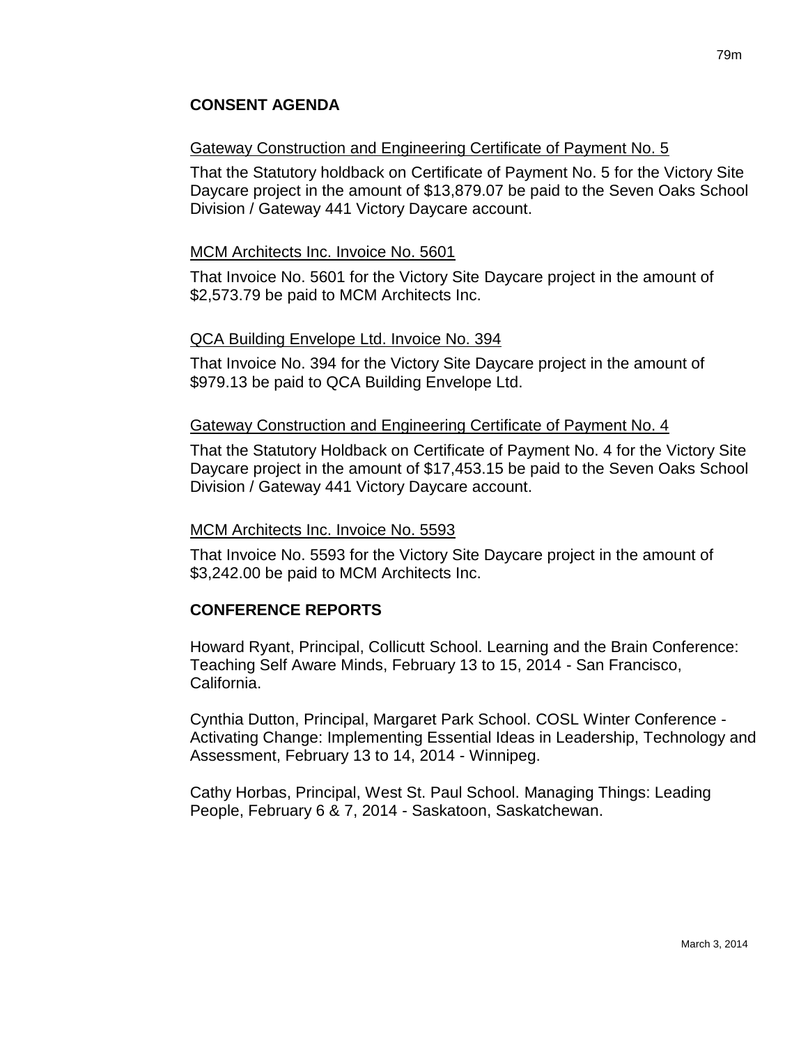## CONSENT AGENDA

Gateway Construction and Engineering Certificate of Payment No. 5

That the Statutory holdback on Certificate of Payment No. 5 for the Victory Site Daycare project in the amount of $13,879.07 be paid to the Seven Oaks School Division / Gateway 441 Victory Daycare account.

MCM Architects Inc. Invoice No. 5601

That Invoice No. 5601 for the Victory Site Daycare project in the amount of $2,573.79 be paid to MCM Architects Inc.

QCA Building Envelope Ltd. Invoice No. 394

That Invoice No. 394 for the Victory Site Daycare project in the amount of $979.13 be paid to QCA Building Envelope Ltd.

Gateway Construction and Engineering Certificate of Payment No. 4

That the Statutory Holdback on Certificate of Payment No. 4 for the Victory Site Daycare project in the amount of $17,453.15 be paid to the Seven Oaks School Division / Gateway 441 Victory Daycare account.

MCM Architects Inc. Invoice No. 5593

That Invoice No. 5593 for the Victory Site Daycare project in the amount of $3,242.00 be paid to MCM Architects Inc.

## CONFERENCE REPORTS

Howard Ryant, Principal, Collicutt School. Learning and the Brain Conference: Teaching Self Aware Minds, February 13 to 15, 2014 - San Francisco, California.

Cynthia Dutton, Principal, Margaret Park School. COSL Winter Conference - Activating Change: Implementing Essential Ideas in Leadership, Technology and Assessment, February 13 to 14, 2014 - Winnipeg.

Cathy Horbas, Principal, West St. Paul School. Managing Things: Leading People, February 6 & 7, 2014 - Saskatoon, Saskatchewan.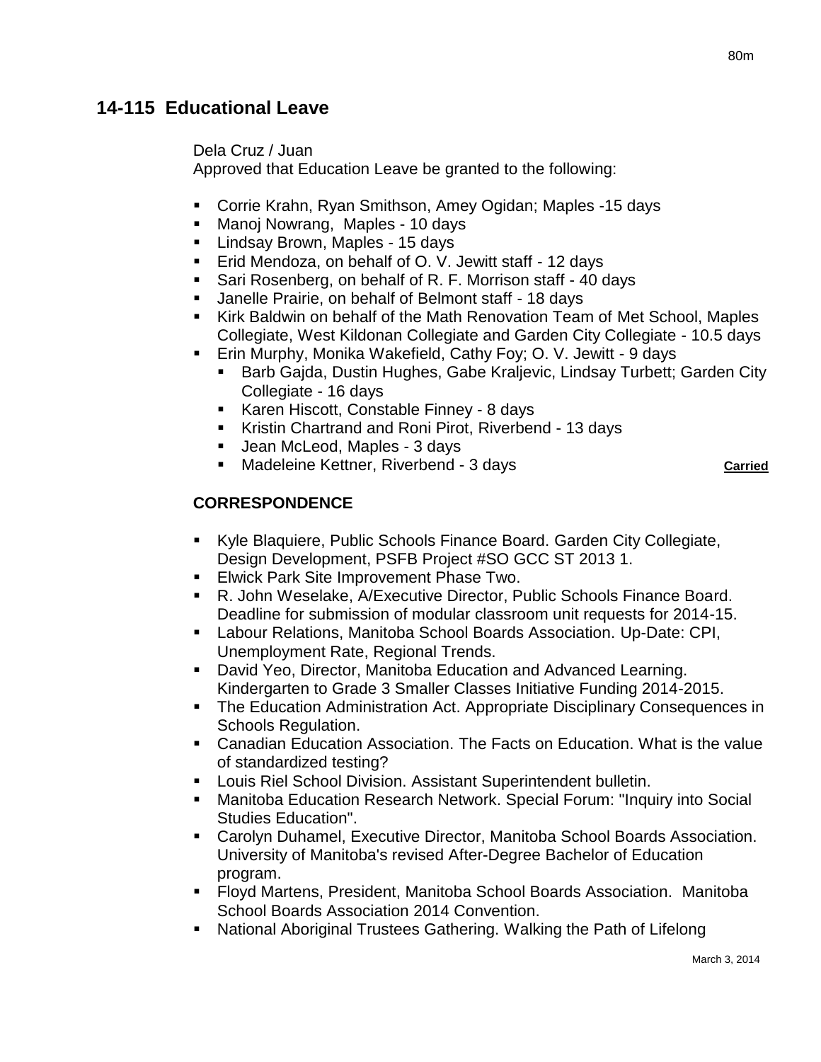## 14-115 Educational Leave

Dela Cruz / Juan
Approved that Education Leave be granted to the following:

- Corrie Krahn, Ryan Smithson, Amey Ogidan; Maples -15 days
- Manoj Nowrang, Maples - 10 days
- Lindsay Brown, Maples - 15 days
- Erid Mendoza, on behalf of O. V. Jewitt staff - 12 days
- Sari Rosenberg, on behalf of R. F. Morrison staff - 40 days
- Janelle Prairie, on behalf of Belmont staff - 18 days
- Kirk Baldwin on behalf of the Math Renovation Team of Met School, Maples Collegiate, West Kildonan Collegiate and Garden City Collegiate - 10.5 days
- Erin Murphy, Monika Wakefield, Cathy Foy; O. V. Jewitt - 9 days
  - Barb Gajda, Dustin Hughes, Gabe Kraljevic, Lindsay Turbett; Garden City Collegiate - 16 days
  - Karen Hiscott, Constable Finney - 8 days
  - Kristin Chartrand and Roni Pirot, Riverbend - 13 days
  - Jean McLeod, Maples - 3 days
  - Madeleine Kettner, Riverbend - 3 days **Carried**

### CORRESPONDENCE

- Kyle Blaquiere, Public Schools Finance Board. Garden City Collegiate, Design Development, PSFB Project #SO GCC ST 2013 1.
- Elwick Park Site Improvement Phase Two.
- R. John Weselake, A/Executive Director, Public Schools Finance Board. Deadline for submission of modular classroom unit requests for 2014-15.
- Labour Relations, Manitoba School Boards Association. Up-Date: CPI, Unemployment Rate, Regional Trends.
- David Yeo, Director, Manitoba Education and Advanced Learning. Kindergarten to Grade 3 Smaller Classes Initiative Funding 2014-2015.
- The Education Administration Act. Appropriate Disciplinary Consequences in Schools Regulation.
- Canadian Education Association. The Facts on Education. What is the value of standardized testing?
- Louis Riel School Division. Assistant Superintendent bulletin.
- Manitoba Education Research Network. Special Forum: "Inquiry into Social Studies Education".
- Carolyn Duhamel, Executive Director, Manitoba School Boards Association. University of Manitoba's revised After-Degree Bachelor of Education program.
- Floyd Martens, President, Manitoba School Boards Association. Manitoba School Boards Association 2014 Convention.
- National Aboriginal Trustees Gathering. Walking the Path of Lifelong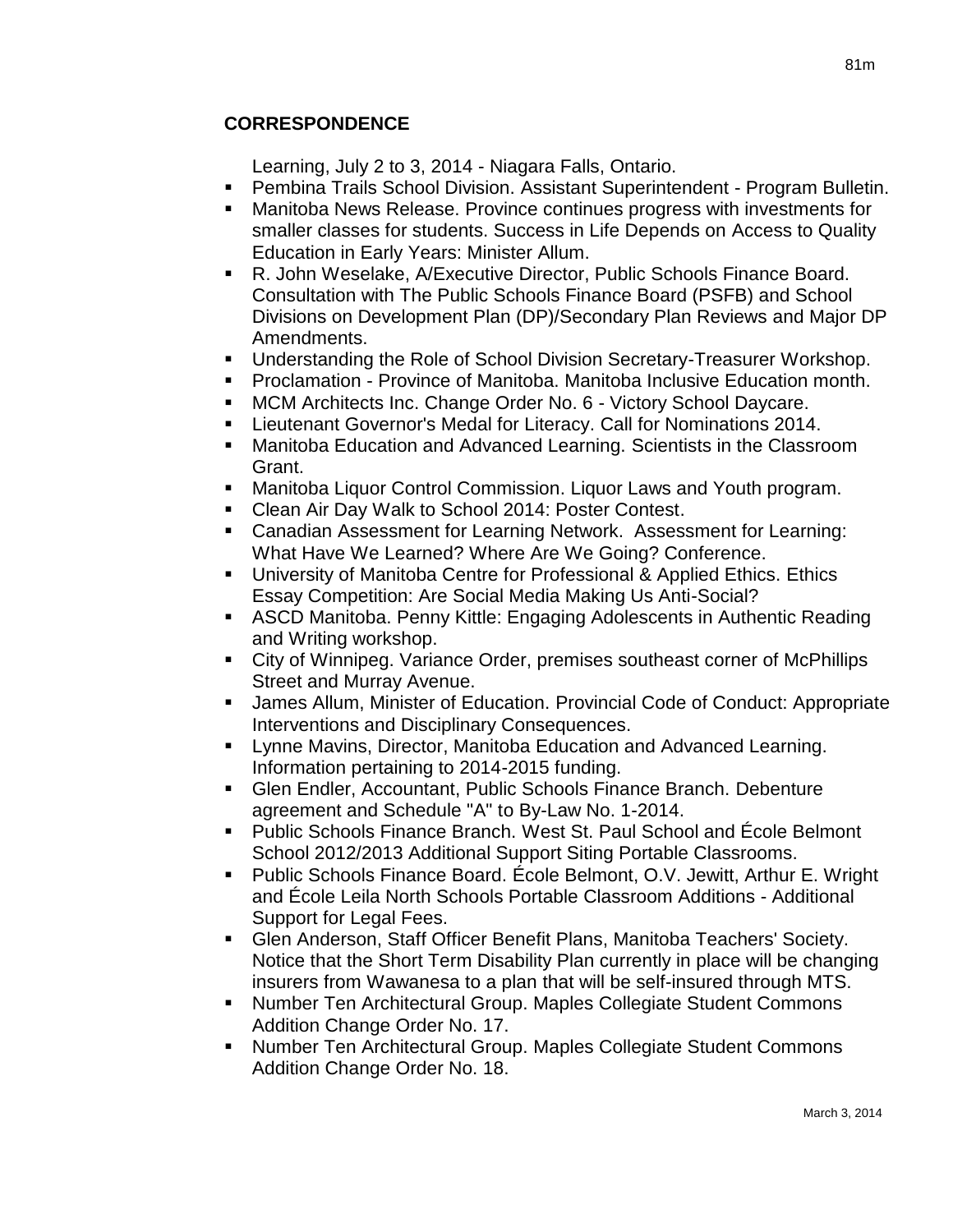## CORRESPONDENCE

Learning, July 2 to 3, 2014 - Niagara Falls, Ontario.

- Pembina Trails School Division. Assistant Superintendent - Program Bulletin.
- Manitoba News Release. Province continues progress with investments for smaller classes for students. Success in Life Depends on Access to Quality Education in Early Years: Minister Allum.
- R. John Weselake, A/Executive Director, Public Schools Finance Board. Consultation with The Public Schools Finance Board (PSFB) and School Divisions on Development Plan (DP)/Secondary Plan Reviews and Major DP Amendments.
- Understanding the Role of School Division Secretary-Treasurer Workshop.
- Proclamation - Province of Manitoba. Manitoba Inclusive Education month.
- MCM Architects Inc. Change Order No. 6 - Victory School Daycare.
- Lieutenant Governor's Medal for Literacy. Call for Nominations 2014.
- Manitoba Education and Advanced Learning. Scientists in the Classroom Grant.
- Manitoba Liquor Control Commission. Liquor Laws and Youth program.
- Clean Air Day Walk to School 2014: Poster Contest.
- Canadian Assessment for Learning Network. Assessment for Learning: What Have We Learned? Where Are We Going? Conference.
- University of Manitoba Centre for Professional & Applied Ethics. Ethics Essay Competition: Are Social Media Making Us Anti-Social?
- ASCD Manitoba. Penny Kittle: Engaging Adolescents in Authentic Reading and Writing workshop.
- City of Winnipeg. Variance Order, premises southeast corner of McPhillips Street and Murray Avenue.
- James Allum, Minister of Education. Provincial Code of Conduct: Appropriate Interventions and Disciplinary Consequences.
- Lynne Mavins, Director, Manitoba Education and Advanced Learning. Information pertaining to 2014-2015 funding.
- Glen Endler, Accountant, Public Schools Finance Branch. Debenture agreement and Schedule "A" to By-Law No. 1-2014.
- Public Schools Finance Branch. West St. Paul School and École Belmont School 2012/2013 Additional Support Siting Portable Classrooms.
- Public Schools Finance Board. École Belmont, O.V. Jewitt, Arthur E. Wright and École Leila North Schools Portable Classroom Additions - Additional Support for Legal Fees.
- Glen Anderson, Staff Officer Benefit Plans, Manitoba Teachers' Society. Notice that the Short Term Disability Plan currently in place will be changing insurers from Wawanesa to a plan that will be self-insured through MTS.
- Number Ten Architectural Group. Maples Collegiate Student Commons Addition Change Order No. 17.
- Number Ten Architectural Group. Maples Collegiate Student Commons Addition Change Order No. 18.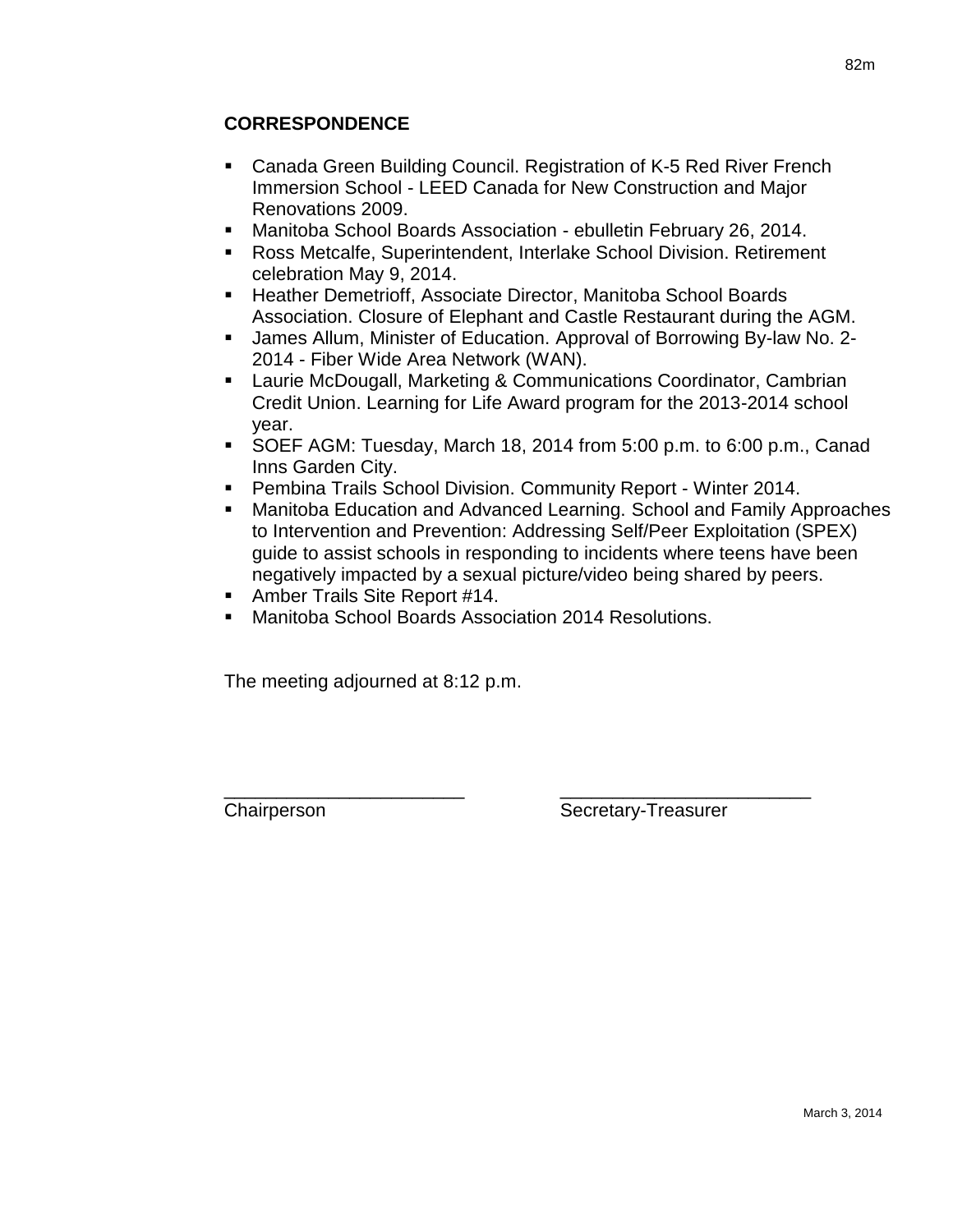## CORRESPONDENCE

- Canada Green Building Council. Registration of K-5 Red River French Immersion School - LEED Canada for New Construction and Major Renovations 2009.
- Manitoba School Boards Association - ebulletin February 26, 2014.
- Ross Metcalfe, Superintendent, Interlake School Division. Retirement celebration May 9, 2014.
- Heather Demetrioff, Associate Director, Manitoba School Boards Association. Closure of Elephant and Castle Restaurant during the AGM.
- James Allum, Minister of Education. Approval of Borrowing By-law No. 2-2014 - Fiber Wide Area Network (WAN).
- Laurie McDougall, Marketing & Communications Coordinator, Cambrian Credit Union. Learning for Life Award program for the 2013-2014 school year.
- SOEF AGM: Tuesday, March 18, 2014 from 5:00 p.m. to 6:00 p.m., Canad Inns Garden City.
- Pembina Trails School Division. Community Report - Winter 2014.
- Manitoba Education and Advanced Learning. School and Family Approaches to Intervention and Prevention: Addressing Self/Peer Exploitation (SPEX) guide to assist schools in responding to incidents where teens have been negatively impacted by a sexual picture/video being shared by peers.
- Amber Trails Site Report #14.
- Manitoba School Boards Association 2014 Resolutions.

The meeting adjourned at 8:12 p.m.

\_\_\_\_\_\_\_\_\_\_\_\_\_\_\_\_\_\_\_\_\_\_\_\_ \_\_\_\_\_\_\_\_\_\_\_\_\_\_\_\_\_\_\_\_\_\_\_\_\_

Chairperson Secretary-Treasurer